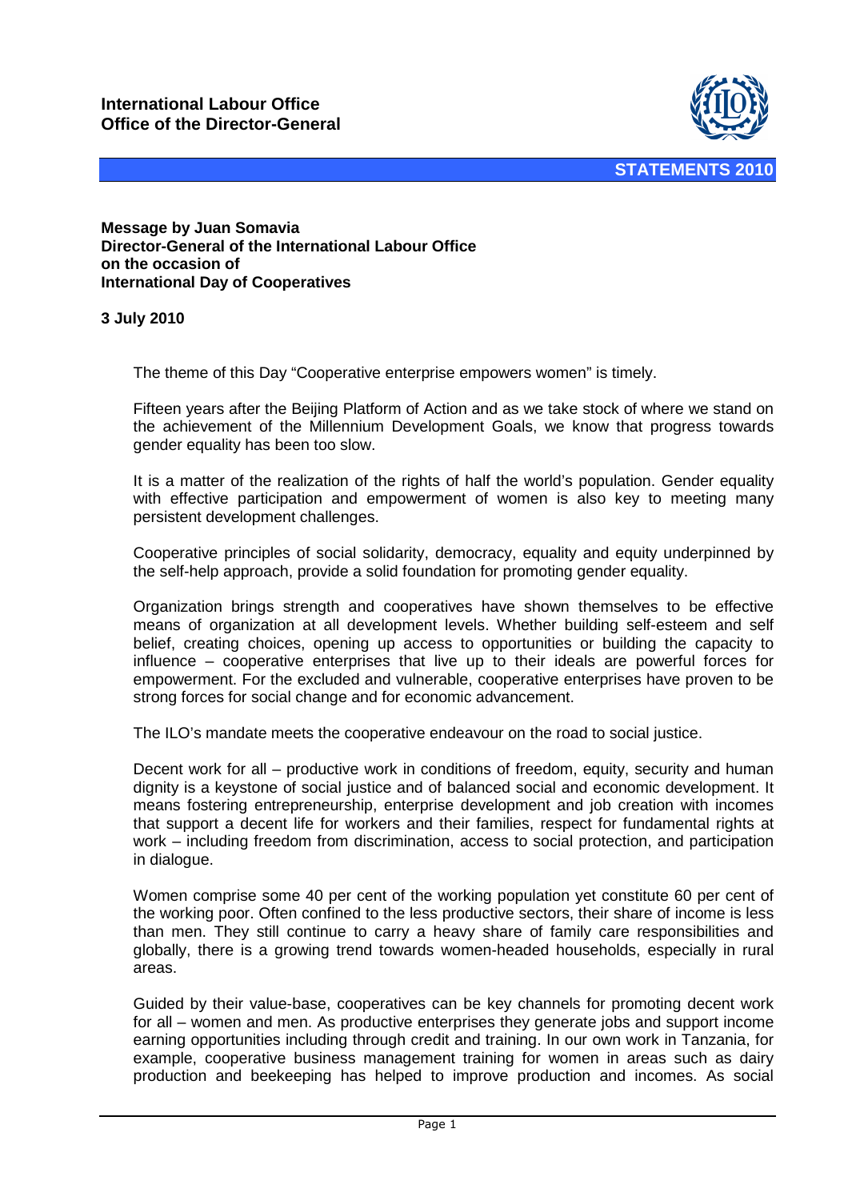**International Labour Office**
**Office of the Director-General**

**STATEMENTS 2010**

**Message by Juan Somavia**
**Director-General of the International Labour Office**
**on the occasion of**
**International Day of Cooperatives**

**3 July 2010**

The theme of this Day "Cooperative enterprise empowers women" is timely.

Fifteen years after the Beijing Platform of Action and as we take stock of where we stand on the achievement of the Millennium Development Goals, we know that progress towards gender equality has been too slow.

It is a matter of the realization of the rights of half the world's population. Gender equality with effective participation and empowerment of women is also key to meeting many persistent development challenges.

Cooperative principles of social solidarity, democracy, equality and equity underpinned by the self-help approach, provide a solid foundation for promoting gender equality.

Organization brings strength and cooperatives have shown themselves to be effective means of organization at all development levels. Whether building self-esteem and self belief, creating choices, opening up access to opportunities or building the capacity to influence – cooperative enterprises that live up to their ideals are powerful forces for empowerment. For the excluded and vulnerable, cooperative enterprises have proven to be strong forces for social change and for economic advancement.

The ILO's mandate meets the cooperative endeavour on the road to social justice.

Decent work for all – productive work in conditions of freedom, equity, security and human dignity is a keystone of social justice and of balanced social and economic development. It means fostering entrepreneurship, enterprise development and job creation with incomes that support a decent life for workers and their families, respect for fundamental rights at work – including freedom from discrimination, access to social protection, and participation in dialogue.

Women comprise some 40 per cent of the working population yet constitute 60 per cent of the working poor. Often confined to the less productive sectors, their share of income is less than men. They still continue to carry a heavy share of family care responsibilities and globally, there is a growing trend towards women-headed households, especially in rural areas.

Guided by their value-base, cooperatives can be key channels for promoting decent work for all – women and men. As productive enterprises they generate jobs and support income earning opportunities including through credit and training. In our own work in Tanzania, for example, cooperative business management training for women in areas such as dairy production and beekeeping has helped to improve production and incomes. As social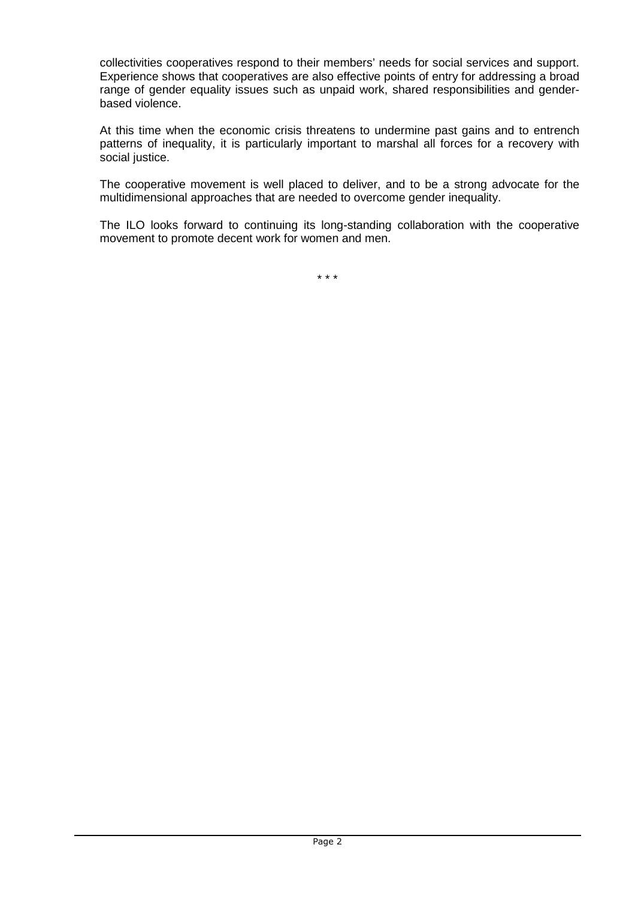collectivities cooperatives respond to their members' needs for social services and support. Experience shows that cooperatives are also effective points of entry for addressing a broad range of gender equality issues such as unpaid work, shared responsibilities and gender-based violence.

At this time when the economic crisis threatens to undermine past gains and to entrench patterns of inequality, it is particularly important to marshal all forces for a recovery with social justice.

The cooperative movement is well placed to deliver, and to be a strong advocate for the multidimensional approaches that are needed to overcome gender inequality.

The ILO looks forward to continuing its long-standing collaboration with the cooperative movement to promote decent work for women and men.

* * *